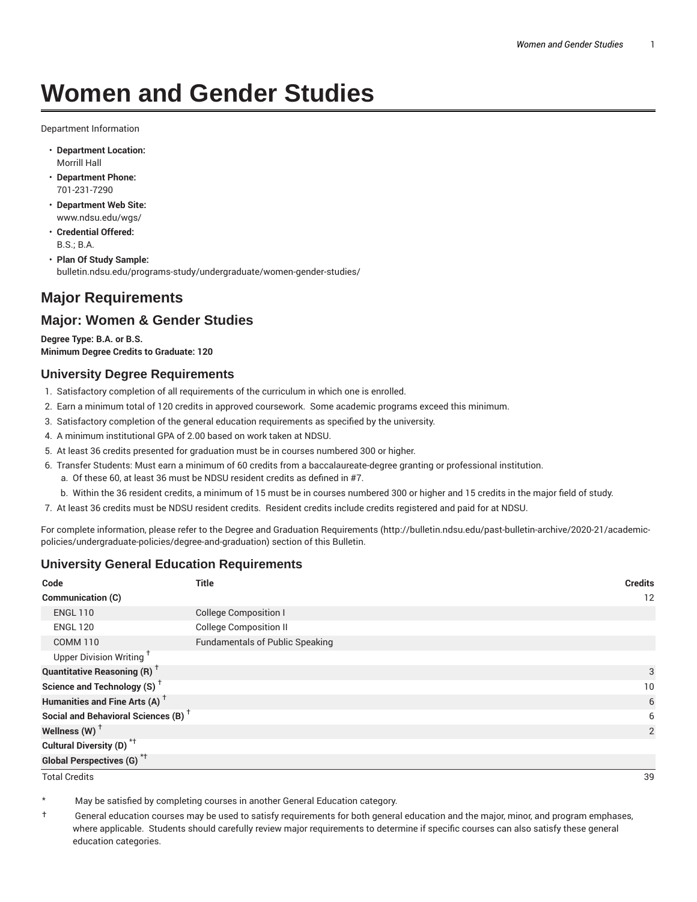# Women and Gender Studies

Department Information

- **Department Location:**
  Morrill Hall
- **Department Phone:**
  701-231-7290
- **Department Web Site:**
  www.ndsu.edu/wgs/
- **Credential Offered:**
  B.S.; B.A.
- **Plan Of Study Sample:**
  bulletin.ndsu.edu/programs-study/undergraduate/women-gender-studies/

## Major Requirements

## Major: Women & Gender Studies

**Degree Type: B.A. or B.S.**
**Minimum Degree Credits to Graduate: 120**

### University Degree Requirements

1. Satisfactory completion of all requirements of the curriculum in which one is enrolled.
2. Earn a minimum total of 120 credits in approved coursework. Some academic programs exceed this minimum.
3. Satisfactory completion of the general education requirements as specified by the university.
4. A minimum institutional GPA of 2.00 based on work taken at NDSU.
5. At least 36 credits presented for graduation must be in courses numbered 300 or higher.
6. Transfer Students: Must earn a minimum of 60 credits from a baccalaureate-degree granting or professional institution.
   a. Of these 60, at least 36 must be NDSU resident credits as defined in #7.
   b. Within the 36 resident credits, a minimum of 15 must be in courses numbered 300 or higher and 15 credits in the major field of study.
7. At least 36 credits must be NDSU resident credits. Resident credits include credits registered and paid for at NDSU.

For complete information, please refer to the Degree and Graduation Requirements (http://bulletin.ndsu.edu/past-bulletin-archive/2020-21/academic-policies/undergraduate-policies/degree-and-graduation) section of this Bulletin.

### University General Education Requirements

| Code | Title | Credits |
|---|---|---|
| **Communication (C)** | | 12 |
| ENGL 110 | College Composition I | |
| ENGL 120 | College Composition II | |
| COMM 110 | Fundamentals of Public Speaking | |
| Upper Division Writing † | | |
| **Quantitative Reasoning (R) †** | | 3 |
| **Science and Technology (S) †** | | 10 |
| **Humanities and Fine Arts (A) †** | | 6 |
| **Social and Behavioral Sciences (B) †** | | 6 |
| **Wellness (W) †** | | 2 |
| **Cultural Diversity (D) *†** | | |
| **Global Perspectives (G) *†** | | |
| Total Credits | | 39 |

\* May be satisfied by completing courses in another General Education category.

† General education courses may be used to satisfy requirements for both general education and the major, minor, and program emphases, where applicable. Students should carefully review major requirements to determine if specific courses can also satisfy these general education categories.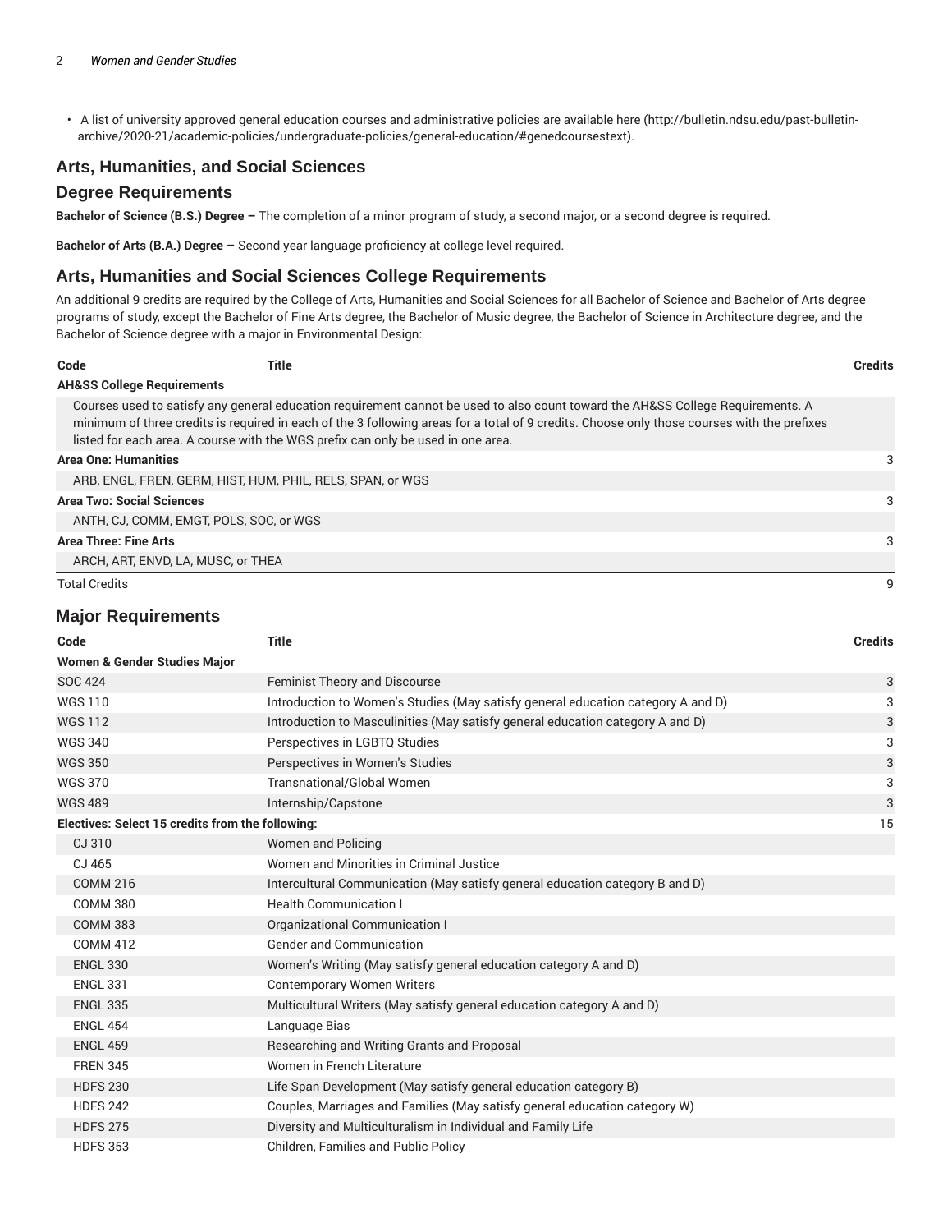- A list of university approved general education courses and administrative policies are available here (http://bulletin.ndsu.edu/past-bulletin-archive/2020-21/academic-policies/undergraduate-policies/general-education/#genedcoursestext).

## Arts, Humanities, and Social Sciences

## Degree Requirements

**Bachelor of Science (B.S.) Degree –** The completion of a minor program of study, a second major, or a second degree is required.

**Bachelor of Arts (B.A.) Degree –** Second year language proficiency at college level required.

## Arts, Humanities and Social Sciences College Requirements

An additional 9 credits are required by the College of Arts, Humanities and Social Sciences for all Bachelor of Science and Bachelor of Arts degree programs of study, except the Bachelor of Fine Arts degree, the Bachelor of Music degree, the Bachelor of Science in Architecture degree, and the Bachelor of Science degree with a major in Environmental Design:

| Code | Title | Credits |
|---|---|---|
| **AH&SS College Requirements** | | |
| Courses used to satisfy any general education requirement cannot be used to also count toward the AH&SS College Requirements. A minimum of three credits is required in each of the 3 following areas for a total of 9 credits. Choose only those courses with the prefixes listed for each area. A course with the WGS prefix can only be used in one area. | | |
| **Area One: Humanities** | | 3 |
| ARB, ENGL, FREN, GERM, HIST, HUM, PHIL, RELS, SPAN, or WGS | | |
| **Area Two: Social Sciences** | | 3 |
| ANTH, CJ, COMM, EMGT, POLS, SOC, or WGS | | |
| **Area Three: Fine Arts** | | 3 |
| ARCH, ART, ENVD, LA, MUSC, or THEA | | |
| Total Credits | | 9 |

## Major Requirements

| Code | Title | Credits |
|---|---|---|
| **Women & Gender Studies Major** | | |
| SOC 424 | Feminist Theory and Discourse | 3 |
| WGS 110 | Introduction to Women's Studies (May satisfy general education category A and D) | 3 |
| WGS 112 | Introduction to Masculinities (May satisfy general education category A and D) | 3 |
| WGS 340 | Perspectives in LGBTQ Studies | 3 |
| WGS 350 | Perspectives in Women's Studies | 3 |
| WGS 370 | Transnational/Global Women | 3 |
| WGS 489 | Internship/Capstone | 3 |
| **Electives: Select 15 credits from the following:** | | 15 |
| CJ 310 | Women and Policing | |
| CJ 465 | Women and Minorities in Criminal Justice | |
| COMM 216 | Intercultural Communication (May satisfy general education category B and D) | |
| COMM 380 | Health Communication I | |
| COMM 383 | Organizational Communication I | |
| COMM 412 | Gender and Communication | |
| ENGL 330 | Women's Writing (May satisfy general education category A and D) | |
| ENGL 331 | Contemporary Women Writers | |
| ENGL 335 | Multicultural Writers (May satisfy general education category A and D) | |
| ENGL 454 | Language Bias | |
| ENGL 459 | Researching and Writing Grants and Proposal | |
| FREN 345 | Women in French Literature | |
| HDFS 230 | Life Span Development (May satisfy general education category B) | |
| HDFS 242 | Couples, Marriages and Families (May satisfy general education category W) | |
| HDFS 275 | Diversity and Multiculturalism in Individual and Family Life | |
| HDFS 353 | Children, Families and Public Policy | |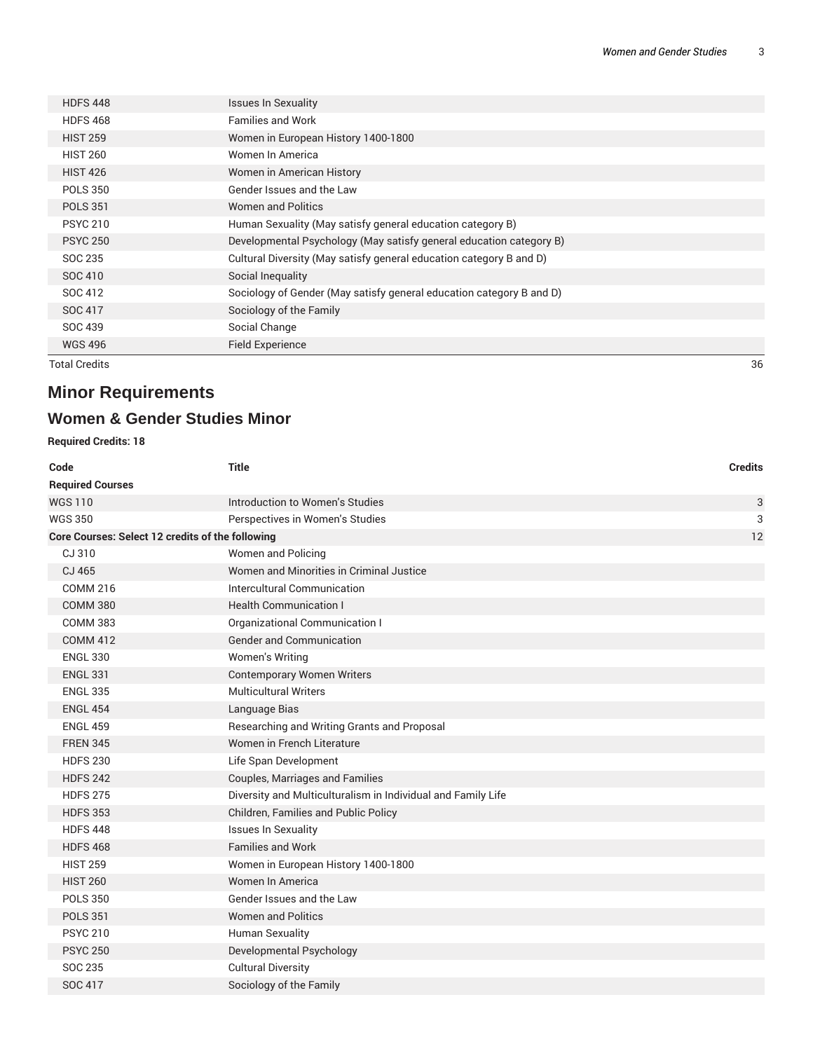| Code | Title | Credits |
|---|---|---|
| HDFS 448 | Issues In Sexuality | |
| HDFS 468 | Families and Work | |
| HIST 259 | Women in European History 1400-1800 | |
| HIST 260 | Women In America | |
| HIST 426 | Women in American History | |
| POLS 350 | Gender Issues and the Law | |
| POLS 351 | Women and Politics | |
| PSYC 210 | Human Sexuality (May satisfy general education category B) | |
| PSYC 250 | Developmental Psychology (May satisfy general education category B) | |
| SOC 235 | Cultural Diversity (May satisfy general education category B and D) | |
| SOC 410 | Social Inequality | |
| SOC 412 | Sociology of Gender (May satisfy general education category B and D) | |
| SOC 417 | Sociology of the Family | |
| SOC 439 | Social Change | |
| WGS 496 | Field Experience | |
| Total Credits | | 36 |

# Minor Requirements

## Women & Gender Studies Minor

**Required Credits: 18**

| Code | Title | Credits |
|---|---|---|
| **Required Courses** | | |
| WGS 110 | Introduction to Women's Studies | 3 |
| WGS 350 | Perspectives in Women's Studies | 3 |
| **Core Courses: Select 12 credits of the following** | | 12 |
| CJ 310 | Women and Policing | |
| CJ 465 | Women and Minorities in Criminal Justice | |
| COMM 216 | Intercultural Communication | |
| COMM 380 | Health Communication I | |
| COMM 383 | Organizational Communication I | |
| COMM 412 | Gender and Communication | |
| ENGL 330 | Women's Writing | |
| ENGL 331 | Contemporary Women Writers | |
| ENGL 335 | Multicultural Writers | |
| ENGL 454 | Language Bias | |
| ENGL 459 | Researching and Writing Grants and Proposal | |
| FREN 345 | Women in French Literature | |
| HDFS 230 | Life Span Development | |
| HDFS 242 | Couples, Marriages and Families | |
| HDFS 275 | Diversity and Multiculturalism in Individual and Family Life | |
| HDFS 353 | Children, Families and Public Policy | |
| HDFS 448 | Issues In Sexuality | |
| HDFS 468 | Families and Work | |
| HIST 259 | Women in European History 1400-1800 | |
| HIST 260 | Women In America | |
| POLS 350 | Gender Issues and the Law | |
| POLS 351 | Women and Politics | |
| PSYC 210 | Human Sexuality | |
| PSYC 250 | Developmental Psychology | |
| SOC 235 | Cultural Diversity | |
| SOC 417 | Sociology of the Family | |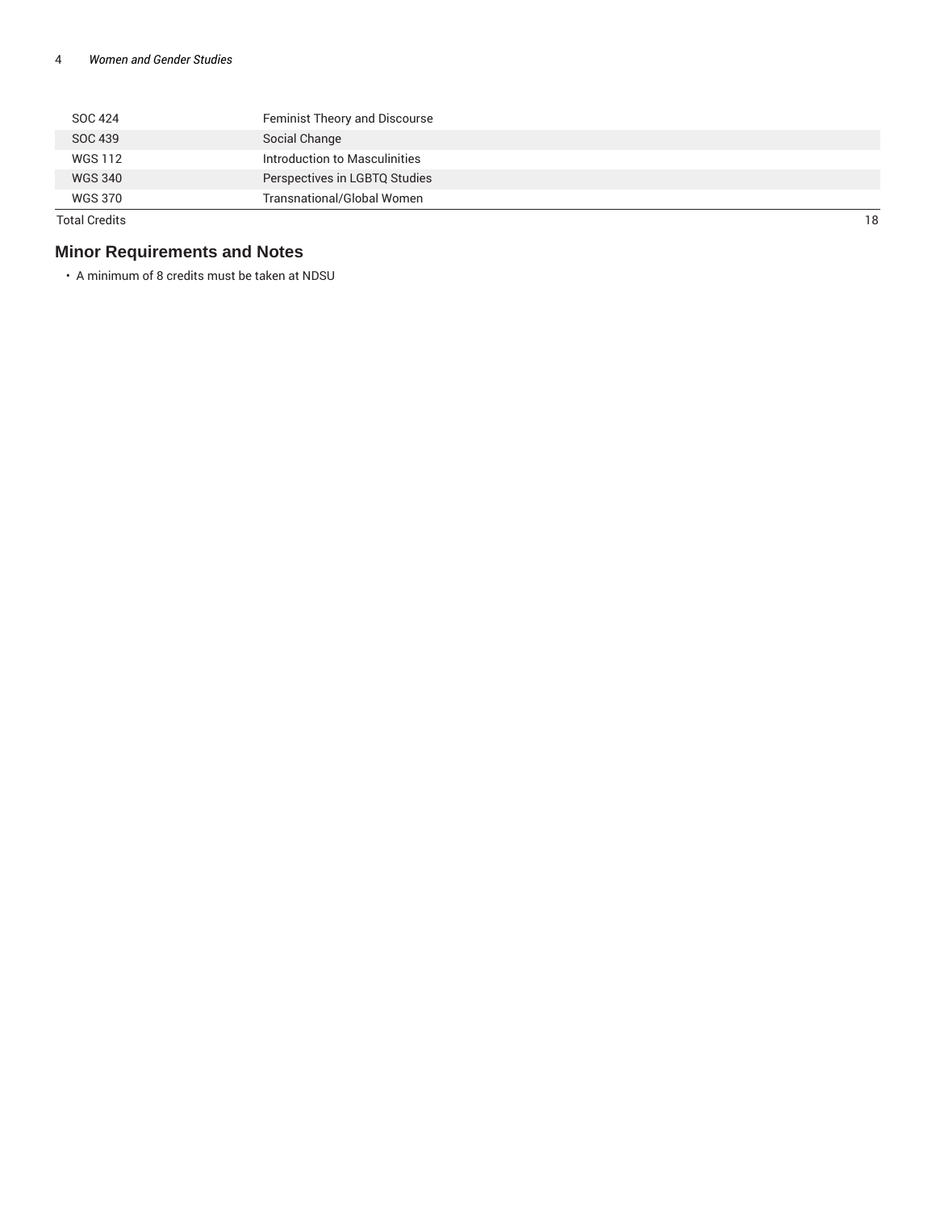| | | |
|---|---|---|
| SOC 424 | Feminist Theory and Discourse | |
| SOC 439 | Social Change | |
| WGS 112 | Introduction to Masculinities | |
| WGS 340 | Perspectives in LGBTQ Studies | |
| WGS 370 | Transnational/Global Women | |
| Total Credits | | 18 |

## Minor Requirements and Notes

- A minimum of 8 credits must be taken at NDSU